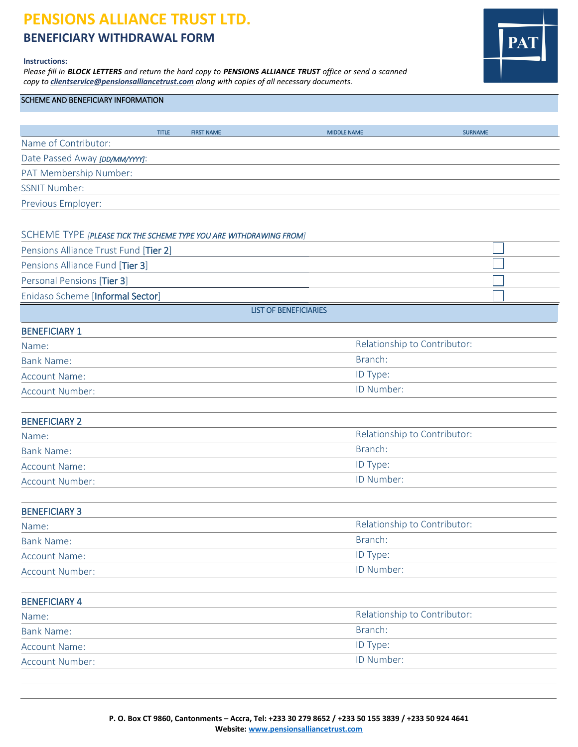# PENSIONS ALLIANCE TRUST LTD.

## BENEFICIARY WITHDRAWAL FORM

**Instructions:**

*Please fill in **BLOCK LETTERS** and return the hard copy to **PENSIONS ALLIANCE TRUST** office or send a scanned copy to **clientservice@pensionsalliancetrust.com** along with copies of all necessary documents.*

### SCHEME AND BENEFICIARY INFORMATION

| | TITLE | FIRST NAME | MIDDLE NAME | SURNAME |
|---|---|---|---|---|
| Name of Contributor: | | | | |

Date Passed Away *[DD/MM/YYYY]*:

PAT Membership Number:

SSNIT Number:

Previous Employer:

### SCHEME TYPE *[PLEASE TICK THE SCHEME TYPE YOU ARE WITHDRAWING FROM]*

| Scheme | |
|---|---|
| Pensions Alliance Trust Fund [Tier 2] | ☐ |
| Pensions Alliance Fund [Tier 3] | ☐ |
| Personal Pensions [Tier 3] | ☐ |
| Enidaso Scheme [Informal Sector] | ☐ |

### LIST OF BENEFICIARIES

**BENEFICIARY 1**

| | |
|---|---|
| Name: | Relationship to Contributor: |
| Bank Name: | Branch: |
| Account Name: | ID Type: |
| Account Number: | ID Number: |

**BENEFICIARY 2**

| | |
|---|---|
| Name: | Relationship to Contributor: |
| Bank Name: | Branch: |
| Account Name: | ID Type: |
| Account Number: | ID Number: |

**BENEFICIARY 3**

| | |
|---|---|
| Name: | Relationship to Contributor: |
| Bank Name: | Branch: |
| Account Name: | ID Type: |
| Account Number: | ID Number: |

**BENEFICIARY 4**

| | |
|---|---|
| Name: | Relationship to Contributor: |
| Bank Name: | Branch: |
| Account Name: | ID Type: |
| Account Number: | ID Number: |

**P. O. Box CT 9860, Cantonments – Accra, Tel: +233 30 279 8652 / +233 50 155 3839 / +233 50 924 4641**

**Website: www.pensionsalliancetrust.com**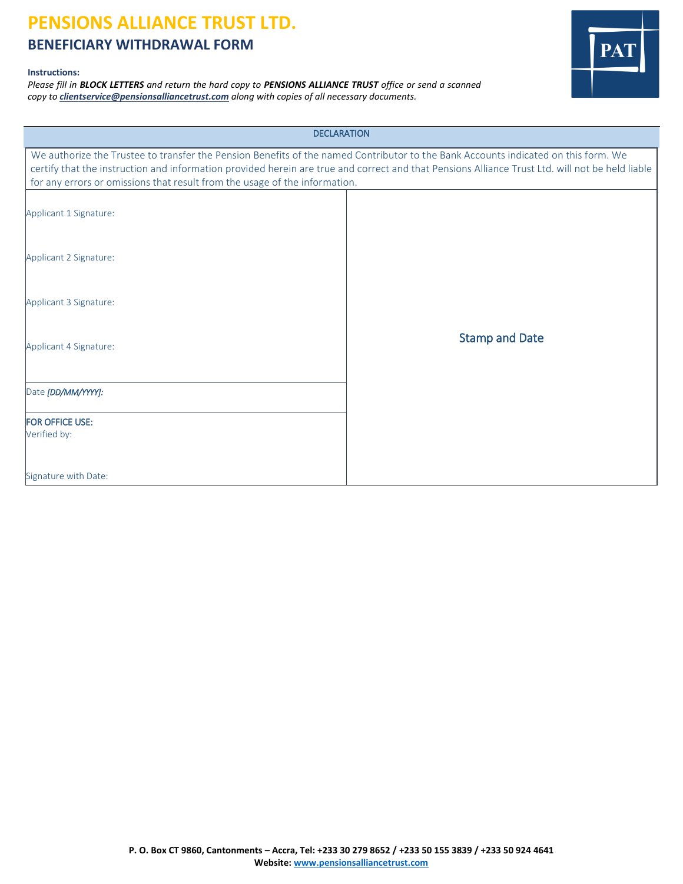# PENSIONS ALLIANCE TRUST LTD.

## BENEFICIARY WITHDRAWAL FORM

**Instructions:**

*Please fill in **BLOCK LETTERS** and return the hard copy to **PENSIONS ALLIANCE TRUST** office or send a scanned copy to **clientservice@pensionsalliancetrust.com** along with copies of all necessary documents.*

PAT

| DECLARATION | |
|---|---|
| We authorize the Trustee to transfer the Pension Benefits of the named Contributor to the Bank Accounts indicated on this form. We certify that the instruction and information provided herein are true and correct and that Pensions Alliance Trust Ltd. will not be held liable for any errors or omissions that result from the usage of the information. | |
| Applicant 1 Signature:<br><br>Applicant 2 Signature:<br><br>Applicant 3 Signature:<br><br>Applicant 4 Signature: | Stamp and Date |
| Date *[DD/MM/YYYY]:* | |
| FOR OFFICE USE:<br>Verified by:<br><br>Signature with Date: | |

**P. O. Box CT 9860, Cantonments – Accra, Tel: +233 30 279 8652 / +233 50 155 3839 / +233 50 924 4641**
**Website: www.pensionsalliancetrust.com**